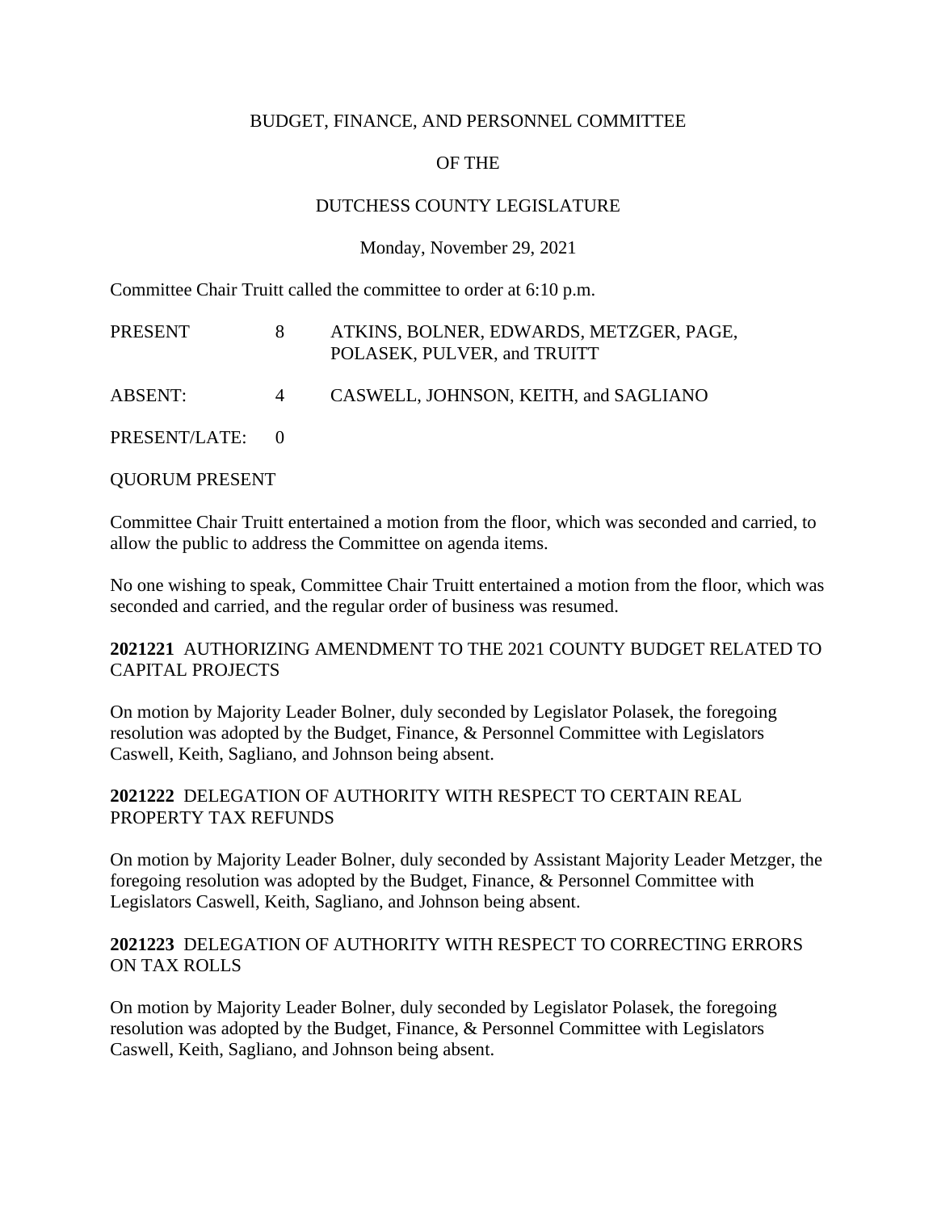BUDGET, FINANCE, AND PERSONNEL COMMITTEE

OF THE

DUTCHESS COUNTY LEGISLATURE

Monday, November 29, 2021

Committee Chair Truitt called the committee to order at 6:10 p.m.

| | | |
|---|---|---|
| PRESENT | 8 | ATKINS, BOLNER, EDWARDS, METZGER, PAGE, POLASEK, PULVER, and TRUITT |
| ABSENT: | 4 | CASWELL, JOHNSON, KEITH, and SAGLIANO |
| PRESENT/LATE: | 0 | |

QUORUM PRESENT

Committee Chair Truitt entertained a motion from the floor, which was seconded and carried, to allow the public to address the Committee on agenda items.

No one wishing to speak, Committee Chair Truitt entertained a motion from the floor, which was seconded and carried, and the regular order of business was resumed.

**2021221** AUTHORIZING AMENDMENT TO THE 2021 COUNTY BUDGET RELATED TO CAPITAL PROJECTS

On motion by Majority Leader Bolner, duly seconded by Legislator Polasek, the foregoing resolution was adopted by the Budget, Finance, & Personnel Committee with Legislators Caswell, Keith, Sagliano, and Johnson being absent.

**2021222** DELEGATION OF AUTHORITY WITH RESPECT TO CERTAIN REAL PROPERTY TAX REFUNDS

On motion by Majority Leader Bolner, duly seconded by Assistant Majority Leader Metzger, the foregoing resolution was adopted by the Budget, Finance, & Personnel Committee with Legislators Caswell, Keith, Sagliano, and Johnson being absent.

**2021223** DELEGATION OF AUTHORITY WITH RESPECT TO CORRECTING ERRORS ON TAX ROLLS

On motion by Majority Leader Bolner, duly seconded by Legislator Polasek, the foregoing resolution was adopted by the Budget, Finance, & Personnel Committee with Legislators Caswell, Keith, Sagliano, and Johnson being absent.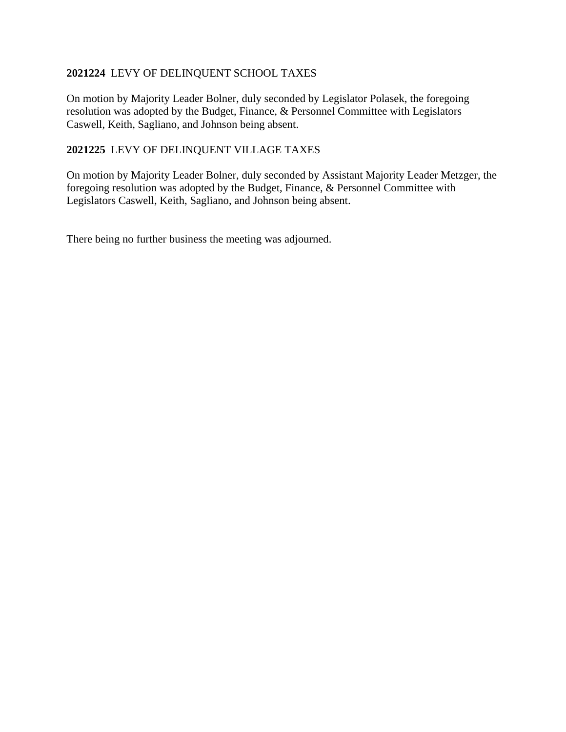**2021224** LEVY OF DELINQUENT SCHOOL TAXES

On motion by Majority Leader Bolner, duly seconded by Legislator Polasek, the foregoing resolution was adopted by the Budget, Finance, & Personnel Committee with Legislators Caswell, Keith, Sagliano, and Johnson being absent.

**2021225** LEVY OF DELINQUENT VILLAGE TAXES

On motion by Majority Leader Bolner, duly seconded by Assistant Majority Leader Metzger, the foregoing resolution was adopted by the Budget, Finance, & Personnel Committee with Legislators Caswell, Keith, Sagliano, and Johnson being absent.

There being no further business the meeting was adjourned.